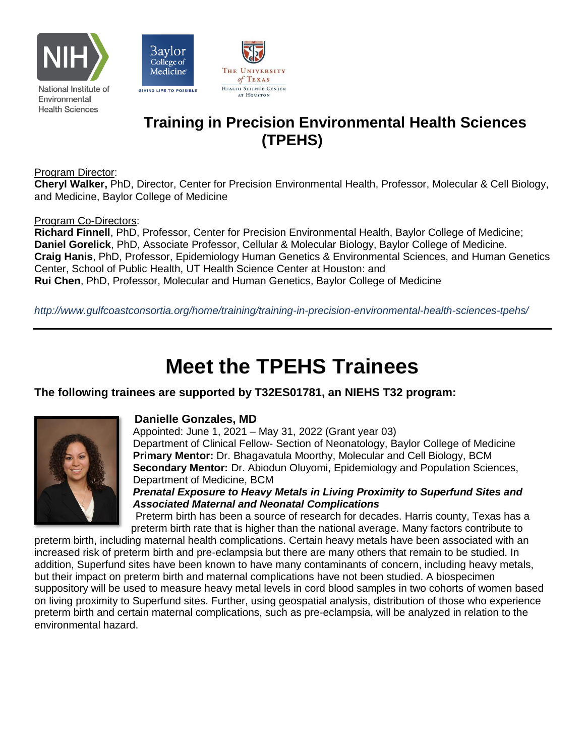National Institute of Environmental Health Sciences

# Training in Precision Environmental Health Sciences (TPEHS)

Program Director:
**Cheryl Walker,** PhD, Director, Center for Precision Environmental Health, Professor, Molecular & Cell Biology, and Medicine, Baylor College of Medicine

Program Co-Directors:
**Richard Finnell**, PhD, Professor, Center for Precision Environmental Health, Baylor College of Medicine;
**Daniel Gorelick**, PhD, Associate Professor, Cellular & Molecular Biology, Baylor College of Medicine.
**Craig Hanis**, PhD, Professor, Epidemiology Human Genetics & Environmental Sciences, and Human Genetics Center, School of Public Health, UT Health Science Center at Houston: and
**Rui Chen**, PhD, Professor, Molecular and Human Genetics, Baylor College of Medicine

*http://www.gulfcoastconsortia.org/home/training/training-in-precision-environmental-health-sciences-tpehs/*

---

# Meet the TPEHS Trainees

**The following trainees are supported by T32ES01781, an NIEHS T32 program:**

**Danielle Gonzales, MD**
Appointed: June 1, 2021 – May 31, 2022 (Grant year 03)
Department of Clinical Fellow- Section of Neonatology, Baylor College of Medicine
**Primary Mentor:** Dr. Bhagavatula Moorthy, Molecular and Cell Biology, BCM
**Secondary Mentor:** Dr. Abiodun Oluyomi, Epidemiology and Population Sciences, Department of Medicine, BCM

***Prenatal Exposure to Heavy Metals in Living Proximity to Superfund Sites and Associated Maternal and Neonatal Complications***

Preterm birth has been a source of research for decades. Harris county, Texas has a preterm birth rate that is higher than the national average. Many factors contribute to preterm birth, including maternal health complications. Certain heavy metals have been associated with an increased risk of preterm birth and pre-eclampsia but there are many others that remain to be studied. In addition, Superfund sites have been known to have many contaminants of concern, including heavy metals, but their impact on preterm birth and maternal complications have not been studied. A biospecimen suppository will be used to measure heavy metal levels in cord blood samples in two cohorts of women based on living proximity to Superfund sites. Further, using geospatial analysis, distribution of those who experience preterm birth and certain maternal complications, such as pre-eclampsia, will be analyzed in relation to the environmental hazard.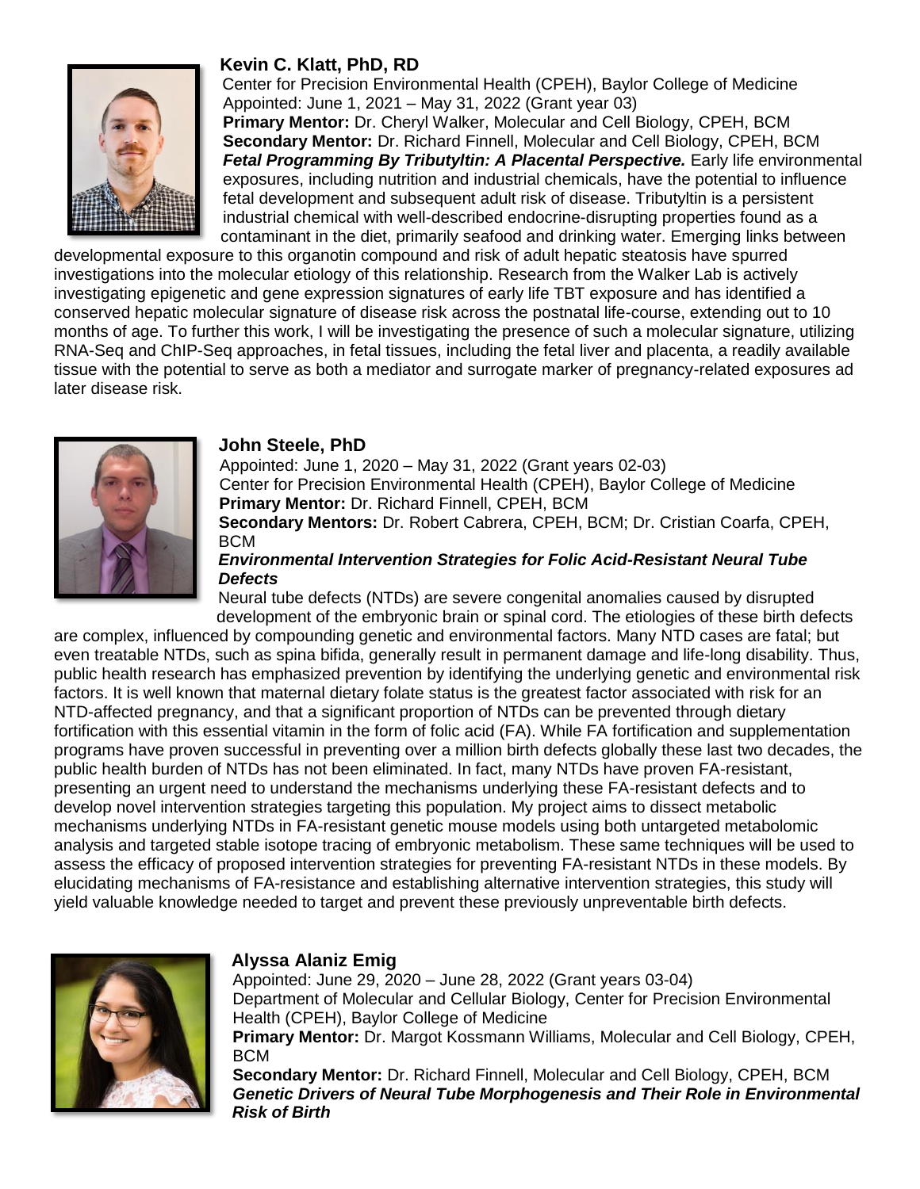### Kevin C. Klatt, PhD, RD

Center for Precision Environmental Health (CPEH), Baylor College of Medicine
Appointed: June 1, 2021 – May 31, 2022 (Grant year 03)
**Primary Mentor:** Dr. Cheryl Walker, Molecular and Cell Biology, CPEH, BCM
**Secondary Mentor:** Dr. Richard Finnell, Molecular and Cell Biology, CPEH, BCM

***Fetal Programming By Tributyltin: A Placental Perspective.*** Early life environmental exposures, including nutrition and industrial chemicals, have the potential to influence fetal development and subsequent adult risk of disease. Tributyltin is a persistent industrial chemical with well-described endocrine-disrupting properties found as a contaminant in the diet, primarily seafood and drinking water. Emerging links between developmental exposure to this organotin compound and risk of adult hepatic steatosis have spurred investigations into the molecular etiology of this relationship. Research from the Walker Lab is actively investigating epigenetic and gene expression signatures of early life TBT exposure and has identified a conserved hepatic molecular signature of disease risk across the postnatal life-course, extending out to 10 months of age. To further this work, I will be investigating the presence of such a molecular signature, utilizing RNA-Seq and ChIP-Seq approaches, in fetal tissues, including the fetal liver and placenta, a readily available tissue with the potential to serve as both a mediator and surrogate marker of pregnancy-related exposures ad later disease risk.

### John Steele, PhD

Appointed: June 1, 2020 – May 31, 2022 (Grant years 02-03)
Center for Precision Environmental Health (CPEH), Baylor College of Medicine
**Primary Mentor:** Dr. Richard Finnell, CPEH, BCM
**Secondary Mentors:** Dr. Robert Cabrera, CPEH, BCM; Dr. Cristian Coarfa, CPEH, BCM

***Environmental Intervention Strategies for Folic Acid-Resistant Neural Tube Defects***

Neural tube defects (NTDs) are severe congenital anomalies caused by disrupted development of the embryonic brain or spinal cord. The etiologies of these birth defects are complex, influenced by compounding genetic and environmental factors. Many NTD cases are fatal; but even treatable NTDs, such as spina bifida, generally result in permanent damage and life-long disability. Thus, public health research has emphasized prevention by identifying the underlying genetic and environmental risk factors. It is well known that maternal dietary folate status is the greatest factor associated with risk for an NTD-affected pregnancy, and that a significant proportion of NTDs can be prevented through dietary fortification with this essential vitamin in the form of folic acid (FA). While FA fortification and supplementation programs have proven successful in preventing over a million birth defects globally these last two decades, the public health burden of NTDs has not been eliminated. In fact, many NTDs have proven FA-resistant, presenting an urgent need to understand the mechanisms underlying these FA-resistant defects and to develop novel intervention strategies targeting this population. My project aims to dissect metabolic mechanisms underlying NTDs in FA-resistant genetic mouse models using both untargeted metabolomic analysis and targeted stable isotope tracing of embryonic metabolism. These same techniques will be used to assess the efficacy of proposed intervention strategies for preventing FA-resistant NTDs in these models. By elucidating mechanisms of FA-resistance and establishing alternative intervention strategies, this study will yield valuable knowledge needed to target and prevent these previously unpreventable birth defects.

### Alyssa Alaniz Emig

Appointed: June 29, 2020 – June 28, 2022 (Grant years 03-04)
Department of Molecular and Cellular Biology, Center for Precision Environmental Health (CPEH), Baylor College of Medicine
**Primary Mentor:** Dr. Margot Kossmann Williams, Molecular and Cell Biology, CPEH, BCM
**Secondary Mentor:** Dr. Richard Finnell, Molecular and Cell Biology, CPEH, BCM

***Genetic Drivers of Neural Tube Morphogenesis and Their Role in Environmental Risk of Birth***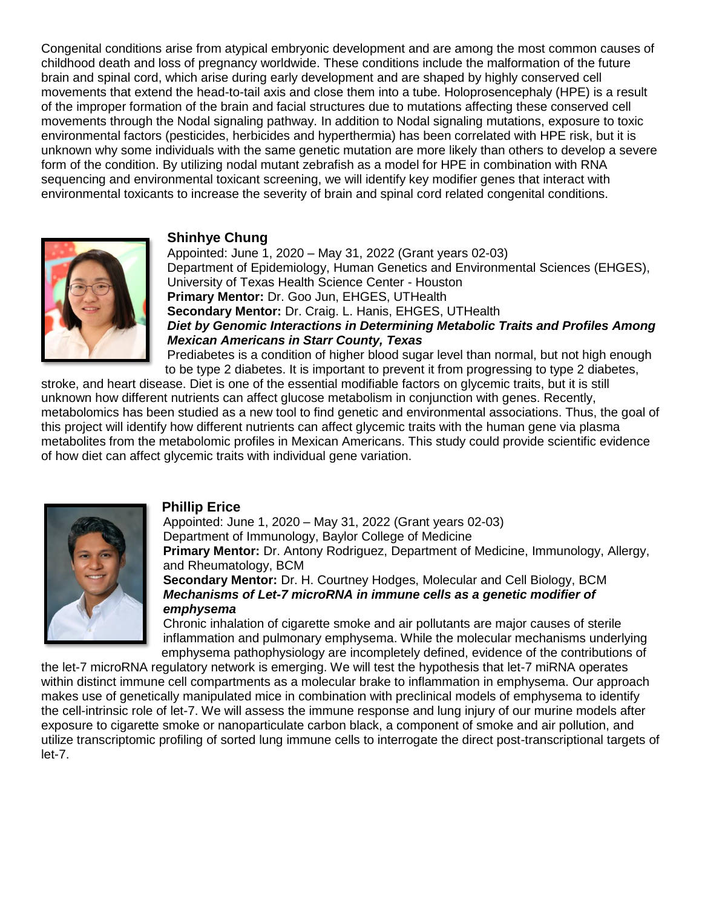Congenital conditions arise from atypical embryonic development and are among the most common causes of childhood death and loss of pregnancy worldwide. These conditions include the malformation of the future brain and spinal cord, which arise during early development and are shaped by highly conserved cell movements that extend the head-to-tail axis and close them into a tube. Holoprosencephaly (HPE) is a result of the improper formation of the brain and facial structures due to mutations affecting these conserved cell movements through the Nodal signaling pathway. In addition to Nodal signaling mutations, exposure to toxic environmental factors (pesticides, herbicides and hyperthermia) has been correlated with HPE risk, but it is unknown why some individuals with the same genetic mutation are more likely than others to develop a severe form of the condition. By utilizing nodal mutant zebrafish as a model for HPE in combination with RNA sequencing and environmental toxicant screening, we will identify key modifier genes that interact with environmental toxicants to increase the severity of brain and spinal cord related congenital conditions.

### Shinhye Chung

Appointed: June 1, 2020 – May 31, 2022 (Grant years 02-03)
Department of Epidemiology, Human Genetics and Environmental Sciences (EHGES), University of Texas Health Science Center - Houston
**Primary Mentor:** Dr. Goo Jun, EHGES, UTHealth
**Secondary Mentor:** Dr. Craig. L. Hanis, EHGES, UTHealth
***Diet by Genomic Interactions in Determining Metabolic Traits and Profiles Among Mexican Americans in Starr County, Texas***

Prediabetes is a condition of higher blood sugar level than normal, but not high enough to be type 2 diabetes. It is important to prevent it from progressing to type 2 diabetes, stroke, and heart disease. Diet is one of the essential modifiable factors on glycemic traits, but it is still unknown how different nutrients can affect glucose metabolism in conjunction with genes. Recently, metabolomics has been studied as a new tool to find genetic and environmental associations. Thus, the goal of this project will identify how different nutrients can affect glycemic traits with the human gene via plasma metabolites from the metabolomic profiles in Mexican Americans. This study could provide scientific evidence of how diet can affect glycemic traits with individual gene variation.

### Phillip Erice

Appointed: June 1, 2020 – May 31, 2022 (Grant years 02-03)
Department of Immunology, Baylor College of Medicine
**Primary Mentor:** Dr. Antony Rodriguez, Department of Medicine, Immunology, Allergy, and Rheumatology, BCM
**Secondary Mentor:** Dr. H. Courtney Hodges, Molecular and Cell Biology, BCM
***Mechanisms of Let-7 microRNA in immune cells as a genetic modifier of emphysema***

Chronic inhalation of cigarette smoke and air pollutants are major causes of sterile inflammation and pulmonary emphysema. While the molecular mechanisms underlying emphysema pathophysiology are incompletely defined, evidence of the contributions of the let-7 microRNA regulatory network is emerging. We will test the hypothesis that let-7 miRNA operates within distinct immune cell compartments as a molecular brake to inflammation in emphysema. Our approach makes use of genetically manipulated mice in combination with preclinical models of emphysema to identify the cell-intrinsic role of let-7. We will assess the immune response and lung injury of our murine models after exposure to cigarette smoke or nanoparticulate carbon black, a component of smoke and air pollution, and utilize transcriptomic profiling of sorted lung immune cells to interrogate the direct post-transcriptional targets of let-7.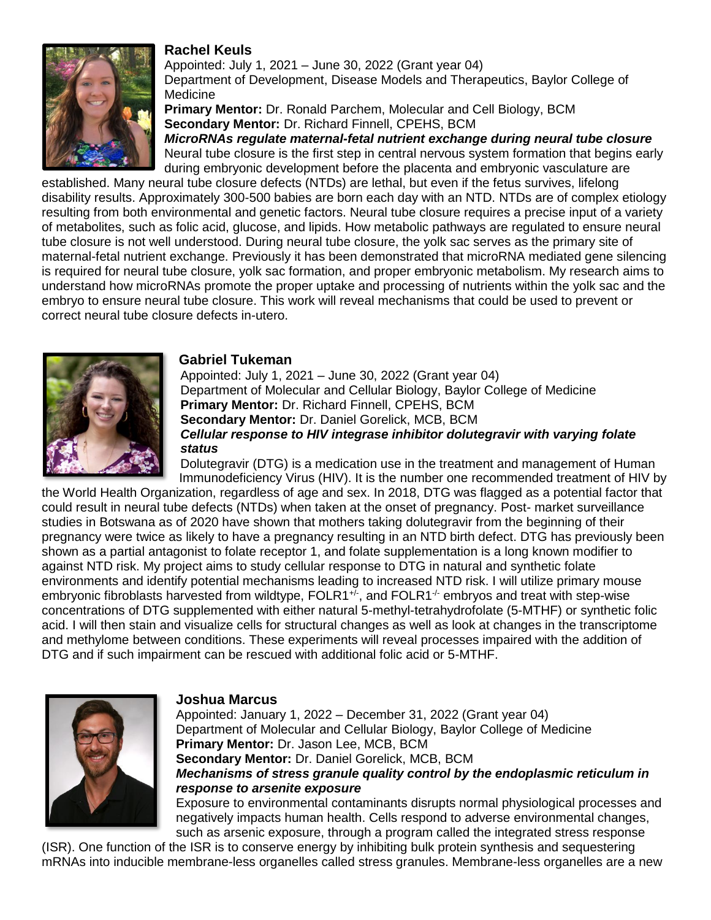**Rachel Keuls**
Appointed: July 1, 2021 – June 30, 2022 (Grant year 04)
Department of Development, Disease Models and Therapeutics, Baylor College of Medicine
**Primary Mentor:** Dr. Ronald Parchem, Molecular and Cell Biology, BCM
**Secondary Mentor:** Dr. Richard Finnell, CPEHS, BCM
***MicroRNAs regulate maternal-fetal nutrient exchange during neural tube closure***
Neural tube closure is the first step in central nervous system formation that begins early during embryonic development before the placenta and embryonic vasculature are established. Many neural tube closure defects (NTDs) are lethal, but even if the fetus survives, lifelong disability results. Approximately 300-500 babies are born each day with an NTD. NTDs are of complex etiology resulting from both environmental and genetic factors. Neural tube closure requires a precise input of a variety of metabolites, such as folic acid, glucose, and lipids. How metabolic pathways are regulated to ensure neural tube closure is not well understood. During neural tube closure, the yolk sac serves as the primary site of maternal-fetal nutrient exchange. Previously it has been demonstrated that microRNA mediated gene silencing is required for neural tube closure, yolk sac formation, and proper embryonic metabolism. My research aims to understand how microRNAs promote the proper uptake and processing of nutrients within the yolk sac and the embryo to ensure neural tube closure. This work will reveal mechanisms that could be used to prevent or correct neural tube closure defects in-utero.

**Gabriel Tukeman**
Appointed: July 1, 2021 – June 30, 2022 (Grant year 04)
Department of Molecular and Cellular Biology, Baylor College of Medicine
**Primary Mentor:** Dr. Richard Finnell, CPEHS, BCM
**Secondary Mentor:** Dr. Daniel Gorelick, MCB, BCM
***Cellular response to HIV integrase inhibitor dolutegravir with varying folate status***
Dolutegravir (DTG) is a medication use in the treatment and management of Human Immunodeficiency Virus (HIV). It is the number one recommended treatment of HIV by the World Health Organization, regardless of age and sex. In 2018, DTG was flagged as a potential factor that could result in neural tube defects (NTDs) when taken at the onset of pregnancy. Post- market surveillance studies in Botswana as of 2020 have shown that mothers taking dolutegravir from the beginning of their pregnancy were twice as likely to have a pregnancy resulting in an NTD birth defect. DTG has previously been shown as a partial antagonist to folate receptor 1, and folate supplementation is a long known modifier to against NTD risk. My project aims to study cellular response to DTG in natural and synthetic folate environments and identify potential mechanisms leading to increased NTD risk. I will utilize primary mouse embryonic fibroblasts harvested from wildtype, FOLR1$^{+/-}$, and FOLR1$^{-/-}$ embryos and treat with step-wise concentrations of DTG supplemented with either natural 5-methyl-tetrahydrofolate (5-MTHF) or synthetic folic acid. I will then stain and visualize cells for structural changes as well as look at changes in the transcriptome and methylome between conditions. These experiments will reveal processes impaired with the addition of DTG and if such impairment can be rescued with additional folic acid or 5-MTHF.

**Joshua Marcus**
Appointed: January 1, 2022 – December 31, 2022 (Grant year 04)
Department of Molecular and Cellular Biology, Baylor College of Medicine
**Primary Mentor:** Dr. Jason Lee, MCB, BCM
**Secondary Mentor:** Dr. Daniel Gorelick, MCB, BCM
***Mechanisms of stress granule quality control by the endoplasmic reticulum in response to arsenite exposure***
Exposure to environmental contaminants disrupts normal physiological processes and negatively impacts human health. Cells respond to adverse environmental changes, such as arsenic exposure, through a program called the integrated stress response (ISR). One function of the ISR is to conserve energy by inhibiting bulk protein synthesis and sequestering mRNAs into inducible membrane-less organelles called stress granules. Membrane-less organelles are a new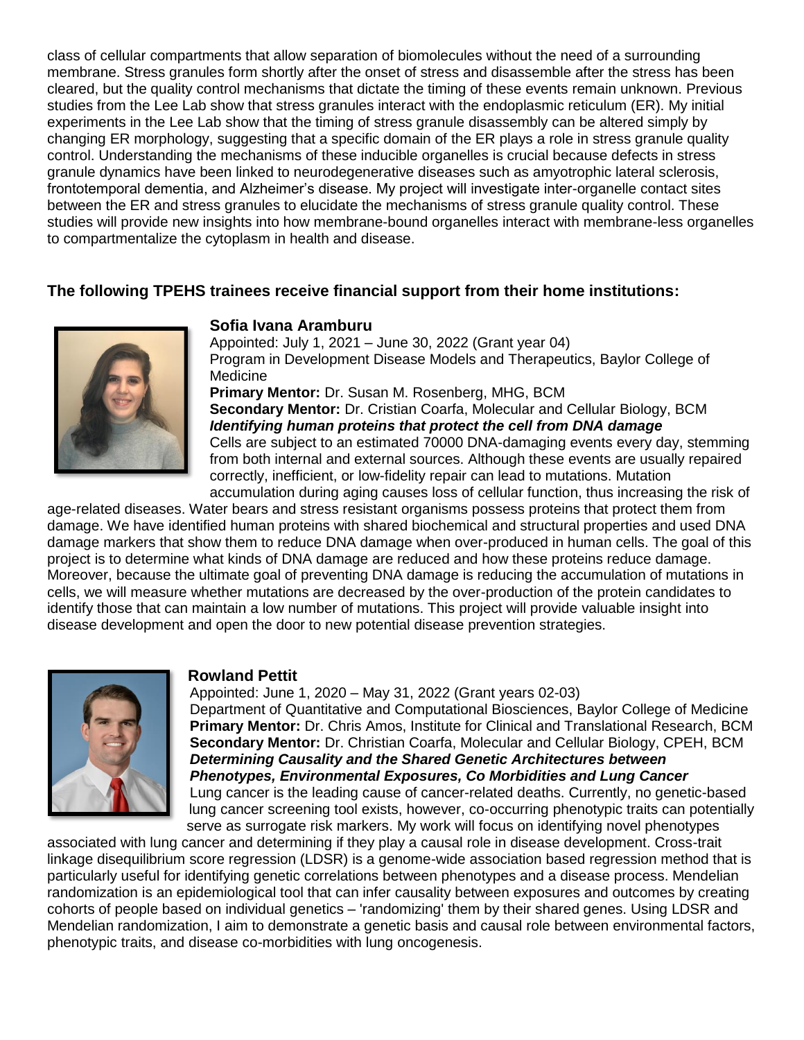class of cellular compartments that allow separation of biomolecules without the need of a surrounding membrane. Stress granules form shortly after the onset of stress and disassemble after the stress has been cleared, but the quality control mechanisms that dictate the timing of these events remain unknown. Previous studies from the Lee Lab show that stress granules interact with the endoplasmic reticulum (ER). My initial experiments in the Lee Lab show that the timing of stress granule disassembly can be altered simply by changing ER morphology, suggesting that a specific domain of the ER plays a role in stress granule quality control. Understanding the mechanisms of these inducible organelles is crucial because defects in stress granule dynamics have been linked to neurodegenerative diseases such as amyotrophic lateral sclerosis, frontotemporal dementia, and Alzheimer's disease. My project will investigate inter-organelle contact sites between the ER and stress granules to elucidate the mechanisms of stress granule quality control. These studies will provide new insights into how membrane-bound organelles interact with membrane-less organelles to compartmentalize the cytoplasm in health and disease.

## The following TPEHS trainees receive financial support from their home institutions:

### Sofia Ivana Aramburu

Appointed: July 1, 2021 – June 30, 2022 (Grant year 04)
Program in Development Disease Models and Therapeutics, Baylor College of Medicine
**Primary Mentor:** Dr. Susan M. Rosenberg, MHG, BCM
**Secondary Mentor:** Dr. Cristian Coarfa, Molecular and Cellular Biology, BCM
***Identifying human proteins that protect the cell from DNA damage***

Cells are subject to an estimated 70000 DNA-damaging events every day, stemming from both internal and external sources. Although these events are usually repaired correctly, inefficient, or low-fidelity repair can lead to mutations. Mutation accumulation during aging causes loss of cellular function, thus increasing the risk of age-related diseases. Water bears and stress resistant organisms possess proteins that protect them from damage. We have identified human proteins with shared biochemical and structural properties and used DNA damage markers that show them to reduce DNA damage when over-produced in human cells. The goal of this project is to determine what kinds of DNA damage are reduced and how these proteins reduce damage. Moreover, because the ultimate goal of preventing DNA damage is reducing the accumulation of mutations in cells, we will measure whether mutations are decreased by the over-production of the protein candidates to identify those that can maintain a low number of mutations. This project will provide valuable insight into disease development and open the door to new potential disease prevention strategies.

### Rowland Pettit

Appointed: June 1, 2020 – May 31, 2022 (Grant years 02-03)
Department of Quantitative and Computational Biosciences, Baylor College of Medicine
**Primary Mentor:** Dr. Chris Amos, Institute for Clinical and Translational Research, BCM
**Secondary Mentor:** Dr. Christian Coarfa, CPEH, BCM
***Determining Causality and the Shared Genetic Architectures between Phenotypes, Environmental Exposures, Co Morbidities and Lung Cancer***

Lung cancer is the leading cause of cancer-related deaths. Currently, no genetic-based lung cancer screening tool exists, however, co-occurring phenotypic traits can potentially serve as surrogate risk markers. My work will focus on identifying novel phenotypes associated with lung cancer and determining if they play a causal role in disease development. Cross-trait linkage disequilibrium score regression (LDSR) is a genome-wide association based regression method that is particularly useful for identifying genetic correlations between phenotypes and a disease process. Mendelian randomization is an epidemiological tool that can infer causality between exposures and outcomes by creating cohorts of people based on individual genetics – 'randomizing' them by their shared genes. Using LDSR and Mendelian randomization, I aim to demonstrate a genetic basis and causal role between environmental factors, phenotypic traits, and disease co-morbidities with lung oncogenesis.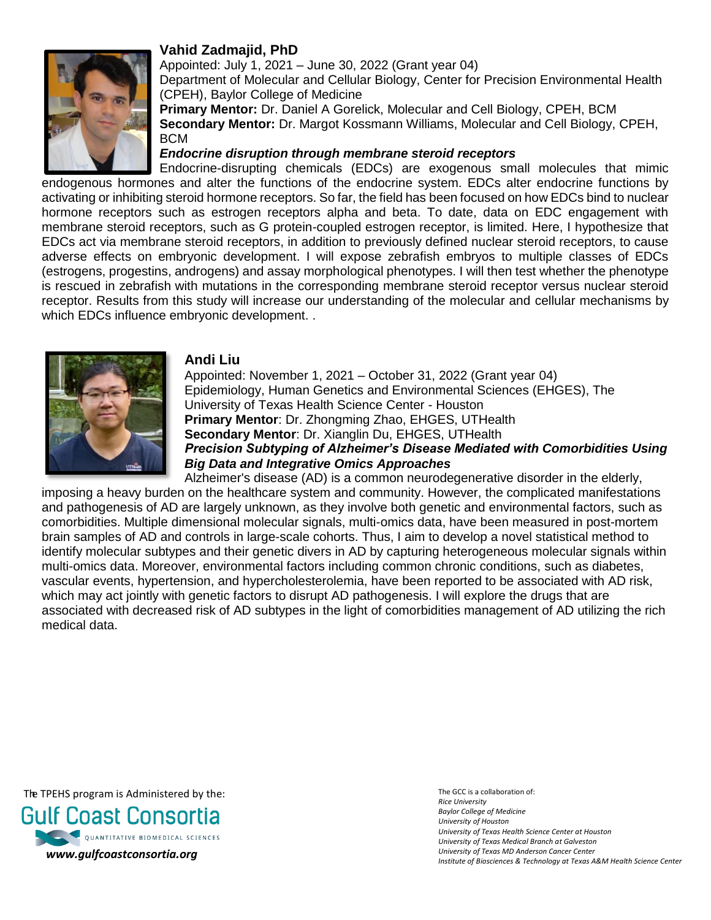### Vahid Zadmajid, PhD

Appointed: July 1, 2021 – June 30, 2022 (Grant year 04)
Department of Molecular and Cellular Biology, Center for Precision Environmental Health (CPEH), Baylor College of Medicine
**Primary Mentor:** Dr. Daniel A Gorelick, Molecular and Cell Biology, CPEH, BCM
**Secondary Mentor:** Dr. Margot Kossmann Williams, Molecular and Cell Biology, CPEH, BCM

***Endocrine disruption through membrane steroid receptors***

Endocrine-disrupting chemicals (EDCs) are exogenous small molecules that mimic endogenous hormones and alter the functions of the endocrine system. EDCs alter endocrine functions by activating or inhibiting steroid hormone receptors. So far, the field has been focused on how EDCs bind to nuclear hormone receptors such as estrogen receptors alpha and beta. To date, data on EDC engagement with membrane steroid receptors, such as G protein-coupled estrogen receptor, is limited. Here, I hypothesize that EDCs act via membrane steroid receptors, in addition to previously defined nuclear steroid receptors, to cause adverse effects on embryonic development. I will expose zebrafish embryos to multiple classes of EDCs (estrogens, progestins, androgens) and assay morphological phenotypes. I will then test whether the phenotype is rescued in zebrafish with mutations in the corresponding membrane steroid receptor versus nuclear steroid receptor. Results from this study will increase our understanding of the molecular and cellular mechanisms by which EDCs influence embryonic development. .

### Andi Liu

Appointed: November 1, 2021 – October 31, 2022 (Grant year 04)
Epidemiology, Human Genetics and Environmental Sciences (EHGES), The University of Texas Health Science Center - Houston
**Primary Mentor**: Dr. Zhongming Zhao, EHGES, UTHealth
**Secondary Mentor**: Dr. Xianglin Du, EHGES, UTHealth

***Precision Subtyping of Alzheimer's Disease Mediated with Comorbidities Using Big Data and Integrative Omics Approaches***

Alzheimer's disease (AD) is a common neurodegenerative disorder in the elderly, imposing a heavy burden on the healthcare system and community. However, the complicated manifestations and pathogenesis of AD are largely unknown, as they involve both genetic and environmental factors, such as comorbidities. Multiple dimensional molecular signals, multi-omics data, have been measured in post-mortem brain samples of AD and controls in large-scale cohorts. Thus, I aim to develop a novel statistical method to identify molecular subtypes and their genetic divers in AD by capturing heterogeneous molecular signals within multi-omics data. Moreover, environmental factors including common chronic conditions, such as diabetes, vascular events, hypertension, and hypercholesterolemia, have been reported to be associated with AD risk, which may act jointly with genetic factors to disrupt AD pathogenesis. I will explore the drugs that are associated with decreased risk of AD subtypes in the light of comorbidities management of AD utilizing the rich medical data.

The TPEHS program is Administered by the:

Gulf Coast Consortia
QUANTITATIVE BIOMEDICAL SCIENCES
*www.gulfcoastconsortia.org*

The GCC is a collaboration of:
*Rice University*
*Baylor College of Medicine*
*University of Houston*
*University of Texas Health Science Center at Houston*
*University of Texas Medical Branch at Galveston*
*University of Texas MD Anderson Cancer Center*
*Institute of Biosciences & Technology at Texas A&M Health Science Center*